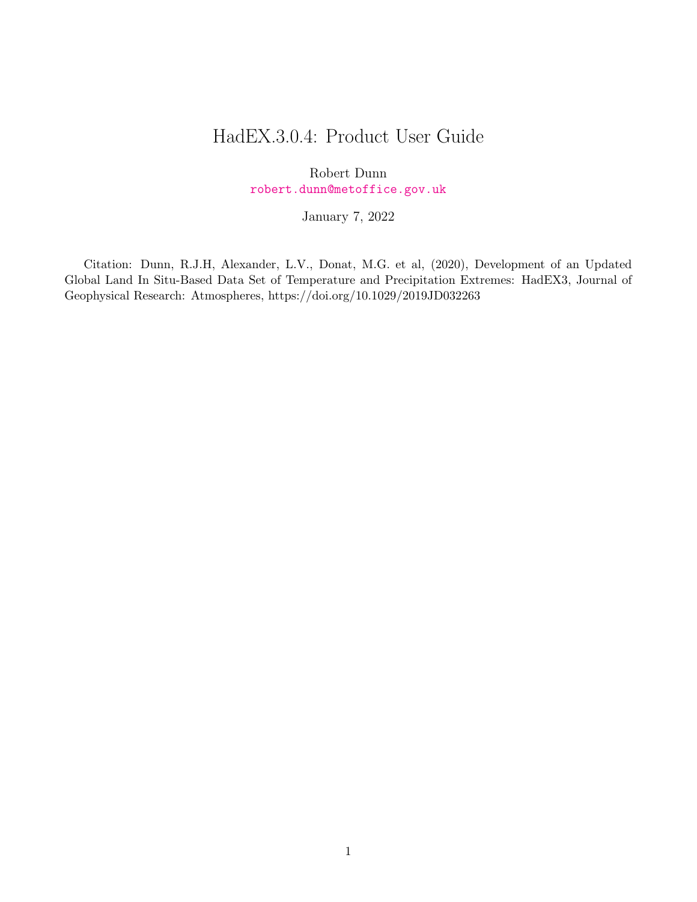# HadEX.3.0.4: Product User Guide

Robert Dunn
robert.dunn@metoffice.gov.uk

January 7, 2022

Citation: Dunn, R.J.H, Alexander, L.V., Donat, M.G. et al, (2020), Development of an Updated Global Land In Situ-Based Data Set of Temperature and Precipitation Extremes: HadEX3, Journal of Geophysical Research: Atmospheres, https://doi.org/10.1029/2019JD032263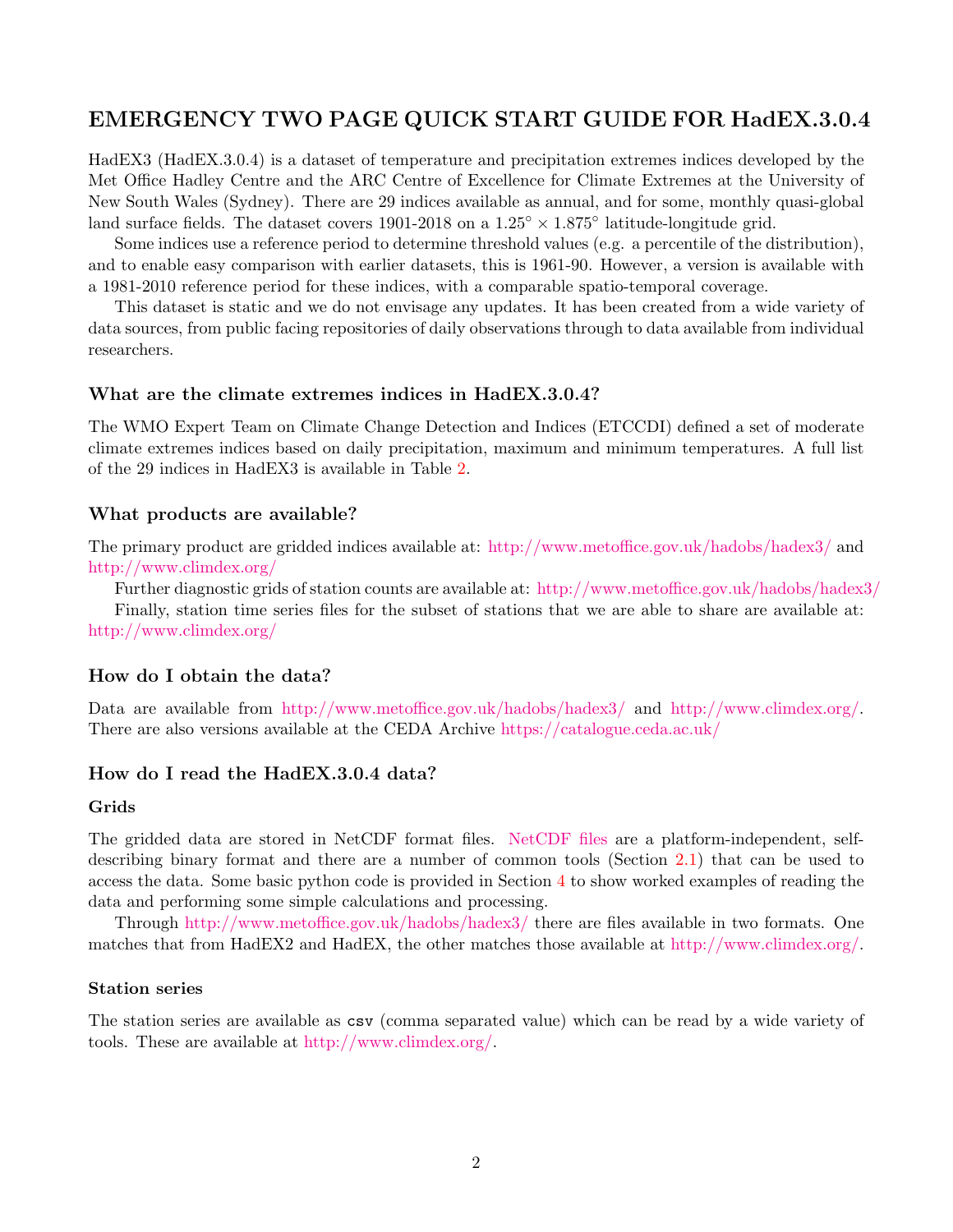# EMERGENCY TWO PAGE QUICK START GUIDE FOR HadEX.3.0.4

HadEX3 (HadEX.3.0.4) is a dataset of temperature and precipitation extremes indices developed by the Met Office Hadley Centre and the ARC Centre of Excellence for Climate Extremes at the University of New South Wales (Sydney). There are 29 indices available as annual, and for some, monthly quasi-global land surface fields. The dataset covers 1901-2018 on a $1.25^{\circ} \times 1.875^{\circ}$ latitude-longitude grid.

Some indices use a reference period to determine threshold values (e.g. a percentile of the distribution), and to enable easy comparison with earlier datasets, this is 1961-90. However, a version is available with a 1981-2010 reference period for these indices, with a comparable spatio-temporal coverage.

This dataset is static and we do not envisage any updates. It has been created from a wide variety of data sources, from public facing repositories of daily observations through to data available from individual researchers.

### What are the climate extremes indices in HadEX.3.0.4?

The WMO Expert Team on Climate Change Detection and Indices (ETCCDI) defined a set of moderate climate extremes indices based on daily precipitation, maximum and minimum temperatures. A full list of the 29 indices in HadEX3 is available in Table 2.

### What products are available?

The primary product are gridded indices available at: http://www.metoffice.gov.uk/hadobs/hadex3/ and http://www.climdex.org/

Further diagnostic grids of station counts are available at: http://www.metoffice.gov.uk/hadobs/hadex3/

Finally, station time series files for the subset of stations that we are able to share are available at: http://www.climdex.org/

### How do I obtain the data?

Data are available from http://www.metoffice.gov.uk/hadobs/hadex3/ and http://www.climdex.org/. There are also versions available at the CEDA Archive https://catalogue.ceda.ac.uk/

### How do I read the HadEX.3.0.4 data?

#### Grids

The gridded data are stored in NetCDF format files. NetCDF files are a platform-independent, self-describing binary format and there are a number of common tools (Section 2.1) that can be used to access the data. Some basic python code is provided in Section 4 to show worked examples of reading the data and performing some simple calculations and processing.

Through http://www.metoffice.gov.uk/hadobs/hadex3/ there are files available in two formats. One matches that from HadEX2 and HadEX, the other matches those available at http://www.climdex.org/.

#### Station series

The station series are available as `csv` (comma separated value) which can be read by a wide variety of tools. These are available at http://www.climdex.org/.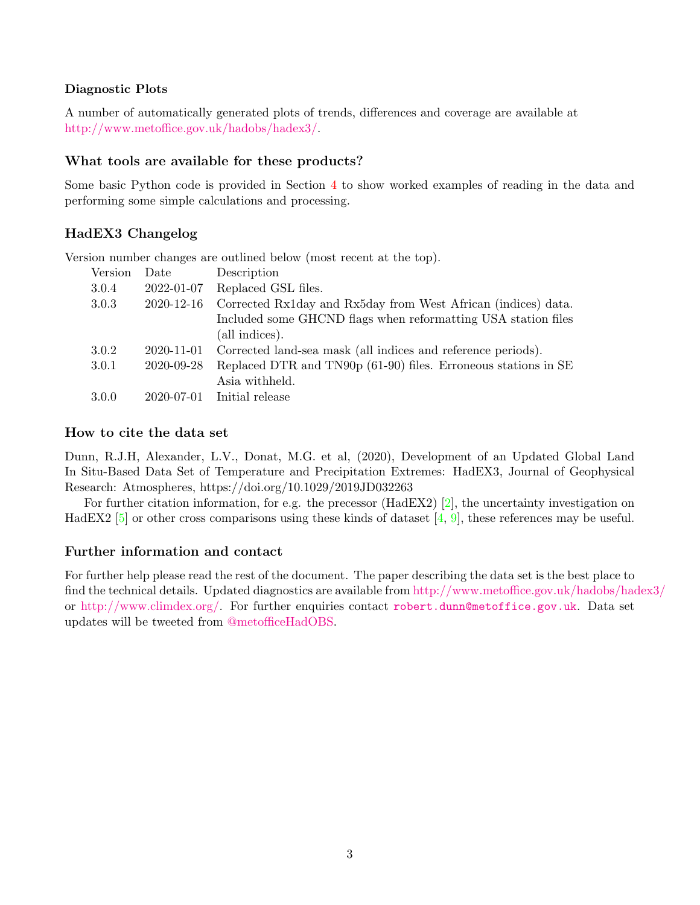### Diagnostic Plots

A number of automatically generated plots of trends, differences and coverage are available at http://www.metoffice.gov.uk/hadobs/hadex3/.

## What tools are available for these products?

Some basic Python code is provided in Section 4 to show worked examples of reading in the data and performing some simple calculations and processing.

## HadEX3 Changelog

Version number changes are outlined below (most recent at the top).

| Version | Date | Description |
|---|---|---|
| 3.0.4 | 2022-01-07 | Replaced GSL files. |
| 3.0.3 | 2020-12-16 | Corrected Rx1day and Rx5day from West African (indices) data. Included some GHCND flags when reformatting USA station files (all indices). |
| 3.0.2 | 2020-11-01 | Corrected land-sea mask (all indices and reference periods). |
| 3.0.1 | 2020-09-28 | Replaced DTR and TN90p (61-90) files. Erroneous stations in SE Asia withheld. |
| 3.0.0 | 2020-07-01 | Initial release |

## How to cite the data set

Dunn, R.J.H, Alexander, L.V., Donat, M.G. et al, (2020), Development of an Updated Global Land In Situ-Based Data Set of Temperature and Precipitation Extremes: HadEX3, Journal of Geophysical Research: Atmospheres, https://doi.org/10.1029/2019JD032263

For further citation information, for e.g. the precessor (HadEX2) [2], the uncertainty investigation on HadEX2 [5] or other cross comparisons using these kinds of dataset [4, 9], these references may be useful.

## Further information and contact

For further help please read the rest of the document. The paper describing the data set is the best place to find the technical details. Updated diagnostics are available from http://www.metoffice.gov.uk/hadobs/hadex3/ or http://www.climdex.org/. For further enquiries contact `robert.dunn@metoffice.gov.uk`. Data set updates will be tweeted from @metofficeHadOBS.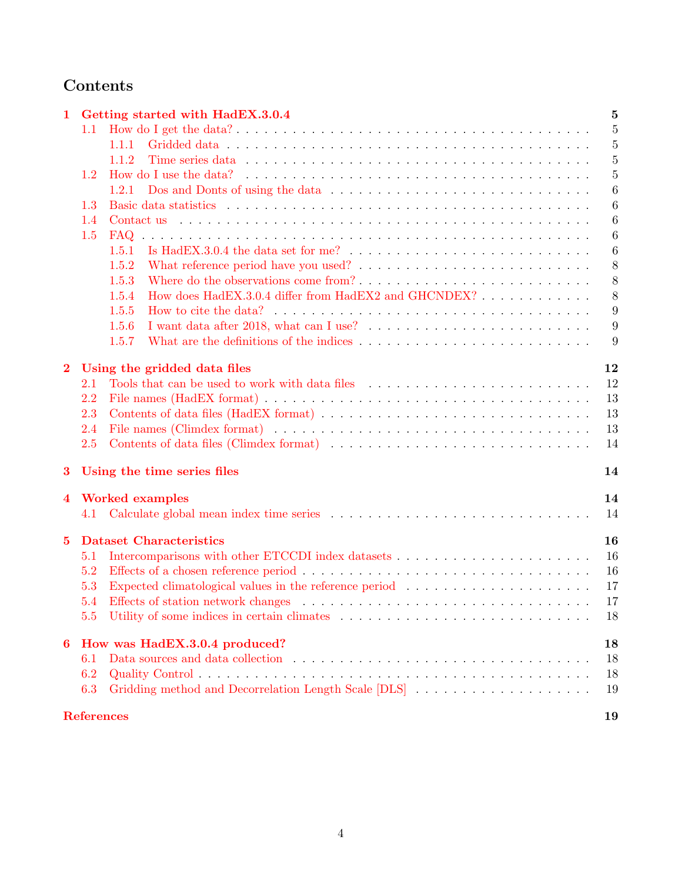# Contents

- **1 Getting started with HadEX.3.0.4** — **5**
  - 1.1 How do I get the data? — 5
    - 1.1.1 Gridded data — 5
    - 1.1.2 Time series data — 5
  - 1.2 How do I use the data? — 5
    - 1.2.1 Dos and Donts of using the data — 6
  - 1.3 Basic data statistics — 6
  - 1.4 Contact us — 6
  - 1.5 FAQ — 6
    - 1.5.1 Is HadEX.3.0.4 the data set for me? — 6
    - 1.5.2 What reference period have you used? — 8
    - 1.5.3 Where do the observations come from? — 8
    - 1.5.4 How does HadEX.3.0.4 differ from HadEX2 and GHCNDEX? — 8
    - 1.5.5 How to cite the data? — 9
    - 1.5.6 I want data after 2018, what can I use? — 9
    - 1.5.7 What are the definitions of the indices — 9
- **2 Using the gridded data files** — **12**
  - 2.1 Tools that can be used to work with data files — 12
  - 2.2 File names (HadEX format) — 13
  - 2.3 Contents of data files (HadEX format) — 13
  - 2.4 File names (Climdex format) — 13
  - 2.5 Contents of data files (Climdex format) — 14
- **3 Using the time series files** — **14**
- **4 Worked examples** — **14**
  - 4.1 Calculate global mean index time series — 14
- **5 Dataset Characteristics** — **16**
  - 5.1 Intercomparisons with other ETCCDI index datasets — 16
  - 5.2 Effects of a chosen reference period — 16
  - 5.3 Expected climatological values in the reference period — 17
  - 5.4 Effects of station network changes — 17
  - 5.5 Utility of some indices in certain climates — 18
- **6 How was HadEX.3.0.4 produced?** — **18**
  - 6.1 Data sources and data collection — 18
  - 6.2 Quality Control — 18
  - 6.3 Gridding method and Decorrelation Length Scale [DLS] — 19
- **References** — **19**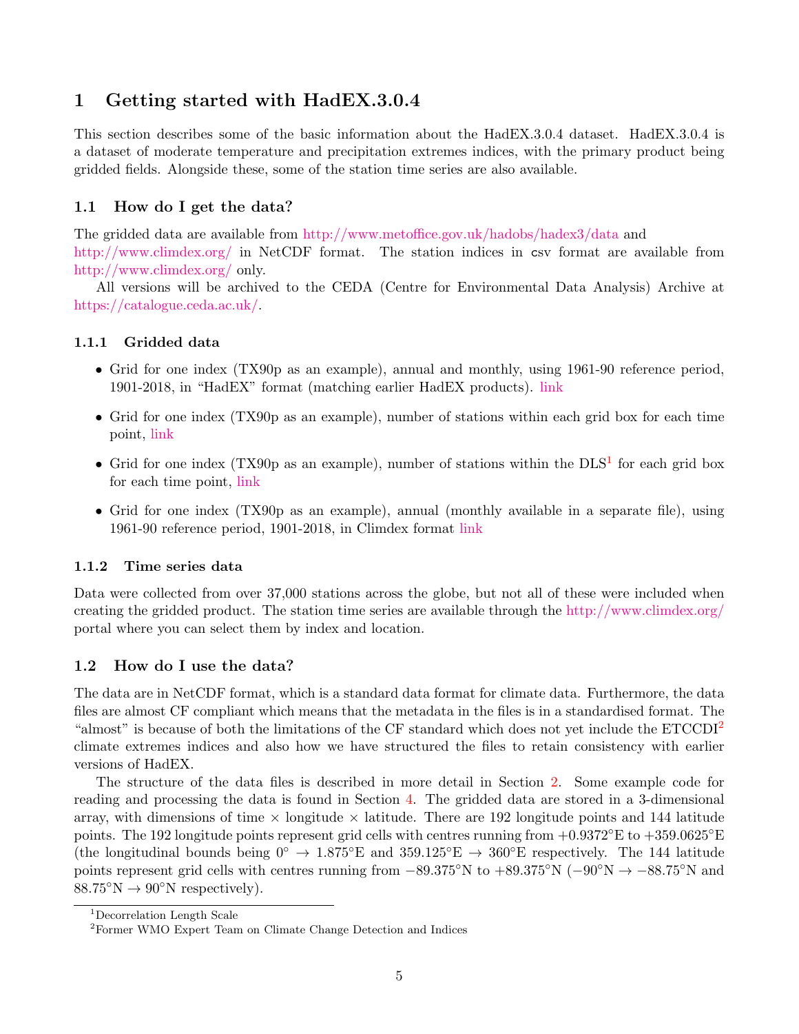# 1 Getting started with HadEX.3.0.4

This section describes some of the basic information about the HadEX.3.0.4 dataset. HadEX.3.0.4 is a dataset of moderate temperature and precipitation extremes indices, with the primary product being gridded fields. Alongside these, some of the station time series are also available.

## 1.1 How do I get the data?

The gridded data are available from http://www.metoffice.gov.uk/hadobs/hadex3/data and http://www.climdex.org/ in NetCDF format. The station indices in csv format are available from http://www.climdex.org/ only.

All versions will be archived to the CEDA (Centre for Environmental Data Analysis) Archive at https://catalogue.ceda.ac.uk/.

### 1.1.1 Gridded data

- Grid for one index (TX90p as an example), annual and monthly, using 1961-90 reference period, 1901-2018, in "HadEX" format (matching earlier HadEX products). link
- Grid for one index (TX90p as an example), number of stations within each grid box for each time point, link
- Grid for one index (TX90p as an example), number of stations within the DLS[1] for each grid box for each time point, link
- Grid for one index (TX90p as an example), annual (monthly available in a separate file), using 1961-90 reference period, 1901-2018, in Climdex format link

### 1.1.2 Time series data

Data were collected from over 37,000 stations across the globe, but not all of these were included when creating the gridded product. The station time series are available through the http://www.climdex.org/ portal where you can select them by index and location.

## 1.2 How do I use the data?

The data are in NetCDF format, which is a standard data format for climate data. Furthermore, the data files are almost CF compliant which means that the metadata in the files is in a standardised format. The "almost" is because of both the limitations of the CF standard which does not yet include the ETCCDI[2] climate extremes indices and also how we have structured the files to retain consistency with earlier versions of HadEX.

The structure of the data files is described in more detail in Section 2. Some example code for reading and processing the data is found in Section 4. The gridded data are stored in a 3-dimensional array, with dimensions of time $\times$ longitude $\times$ latitude. There are 192 longitude points and 144 latitude points. The 192 longitude points represent grid cells with centres running from $+0.9372°$E to $+359.0625°$E (the longitudinal bounds being $0° \rightarrow 1.875°$E and $359.125°$E $\rightarrow 360°$E respectively. The 144 latitude points represent grid cells with centres running from $-89.375°$N to $+89.375°$N ($-90°$N $\rightarrow -88.75°$N and $88.75°$N $\rightarrow 90°$N respectively).

[1] Decorrelation Length Scale

[2] Former WMO Expert Team on Climate Change Detection and Indices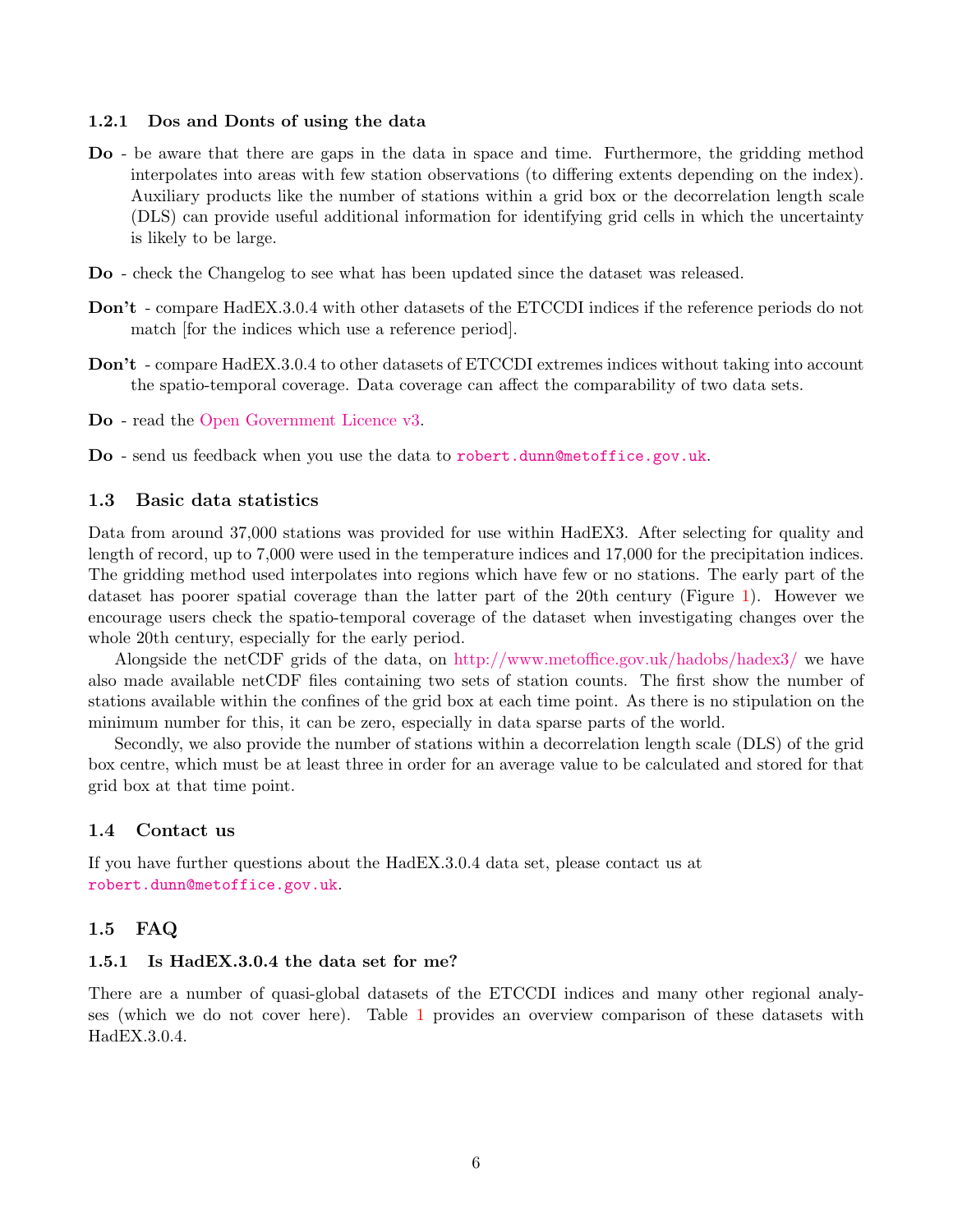### 1.2.1 Dos and Donts of using the data

**Do** - be aware that there are gaps in the data in space and time. Furthermore, the gridding method interpolates into areas with few station observations (to differing extents depending on the index). Auxiliary products like the number of stations within a grid box or the decorrelation length scale (DLS) can provide useful additional information for identifying grid cells in which the uncertainty is likely to be large.

**Do** - check the Changelog to see what has been updated since the dataset was released.

**Don't** - compare HadEX.3.0.4 with other datasets of the ETCCDI indices if the reference periods do not match [for the indices which use a reference period].

**Don't** - compare HadEX.3.0.4 to other datasets of ETCCDI extremes indices without taking into account the spatio-temporal coverage. Data coverage can affect the comparability of two data sets.

**Do** - read the Open Government Licence v3.

**Do** - send us feedback when you use the data to robert.dunn@metoffice.gov.uk.

## 1.3 Basic data statistics

Data from around 37,000 stations was provided for use within HadEX3. After selecting for quality and length of record, up to 7,000 were used in the temperature indices and 17,000 for the precipitation indices. The gridding method used interpolates into regions which have few or no stations. The early part of the dataset has poorer spatial coverage than the latter part of the 20th century (Figure 1). However we encourage users check the spatio-temporal coverage of the dataset when investigating changes over the whole 20th century, especially for the early period.

Alongside the netCDF grids of the data, on http://www.metoffice.gov.uk/hadobs/hadex3/ we have also made available netCDF files containing two sets of station counts. The first show the number of stations available within the confines of the grid box at each time point. As there is no stipulation on the minimum number for this, it can be zero, especially in data sparse parts of the world.

Secondly, we also provide the number of stations within a decorrelation length scale (DLS) of the grid box centre, which must be at least three in order for an average value to be calculated and stored for that grid box at that time point.

## 1.4 Contact us

If you have further questions about the HadEX.3.0.4 data set, please contact us at robert.dunn@metoffice.gov.uk.

## 1.5 FAQ

### 1.5.1 Is HadEX.3.0.4 the data set for me?

There are a number of quasi-global datasets of the ETCCDI indices and many other regional analyses (which we do not cover here). Table 1 provides an overview comparison of these datasets with HadEX.3.0.4.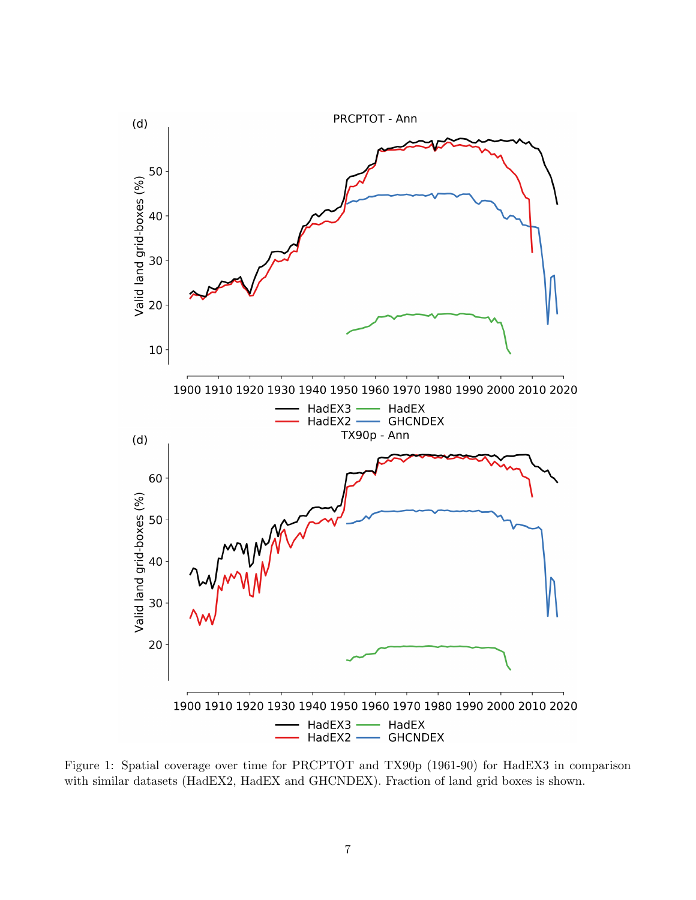Figure 1: Spatial coverage over time for PRCPTOT and TX90p (1961-90) for HadEX3 in comparison with similar datasets (HadEX2, HadEX and GHCNDEX). Fraction of land grid boxes is shown.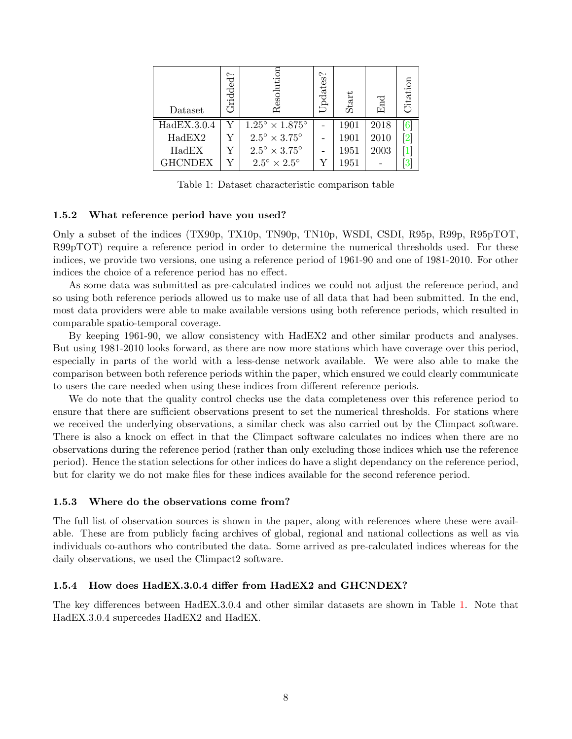| Dataset | Gridded? | Resolution | Updates? | Start | End | Citation |
|---|---|---|---|---|---|---|
| HadEX.3.0.4 | Y | $1.25^\circ \times 1.875^\circ$ | - | 1901 | 2018 | [6] |
| HadEX2 | Y | $2.5^\circ \times 3.75^\circ$ | - | 1901 | 2010 | [2] |
| HadEX | Y | $2.5^\circ \times 3.75^\circ$ | - | 1951 | 2003 | [1] |
| GHCNDEX | Y | $2.5^\circ \times 2.5^\circ$ | Y | 1951 | - | [3] |

Table 1: Dataset characteristic comparison table

### 1.5.2 What reference period have you used?

Only a subset of the indices (TX90p, TX10p, TN90p, TN10p, WSDI, CSDI, R95p, R99p, R95pTOT, R99pTOT) require a reference period in order to determine the numerical thresholds used. For these indices, we provide two versions, one using a reference period of 1961-90 and one of 1981-2010. For other indices the choice of a reference period has no effect.

As some data was submitted as pre-calculated indices we could not adjust the reference period, and so using both reference periods allowed us to make use of all data that had been submitted. In the end, most data providers were able to make available versions using both reference periods, which resulted in comparable spatio-temporal coverage.

By keeping 1961-90, we allow consistency with HadEX2 and other similar products and analyses. But using 1981-2010 looks forward, as there are now more stations which have coverage over this period, especially in parts of the world with a less-dense network available. We were also able to make the comparison between both reference periods within the paper, which ensured we could clearly communicate to users the care needed when using these indices from different reference periods.

We do note that the quality control checks use the data completeness over this reference period to ensure that there are sufficient observations present to set the numerical thresholds. For stations where we received the underlying observations, a similar check was also carried out by the Climpact software. There is also a knock on effect in that the Climpact software calculates no indices when there are no observations during the reference period (rather than only excluding those indices which use the reference period). Hence the station selections for other indices do have a slight dependancy on the reference period, but for clarity we do not make files for these indices available for the second reference period.

### 1.5.3 Where do the observations come from?

The full list of observation sources is shown in the paper, along with references where these were available. These are from publicly facing archives of global, regional and national collections as well as via individuals co-authors who contributed the data. Some arrived as pre-calculated indices whereas for the daily observations, we used the Climpact2 software.

### 1.5.4 How does HadEX.3.0.4 differ from HadEX2 and GHCNDEX?

The key differences between HadEX.3.0.4 and other similar datasets are shown in Table 1. Note that HadEX.3.0.4 supercedes HadEX2 and HadEX.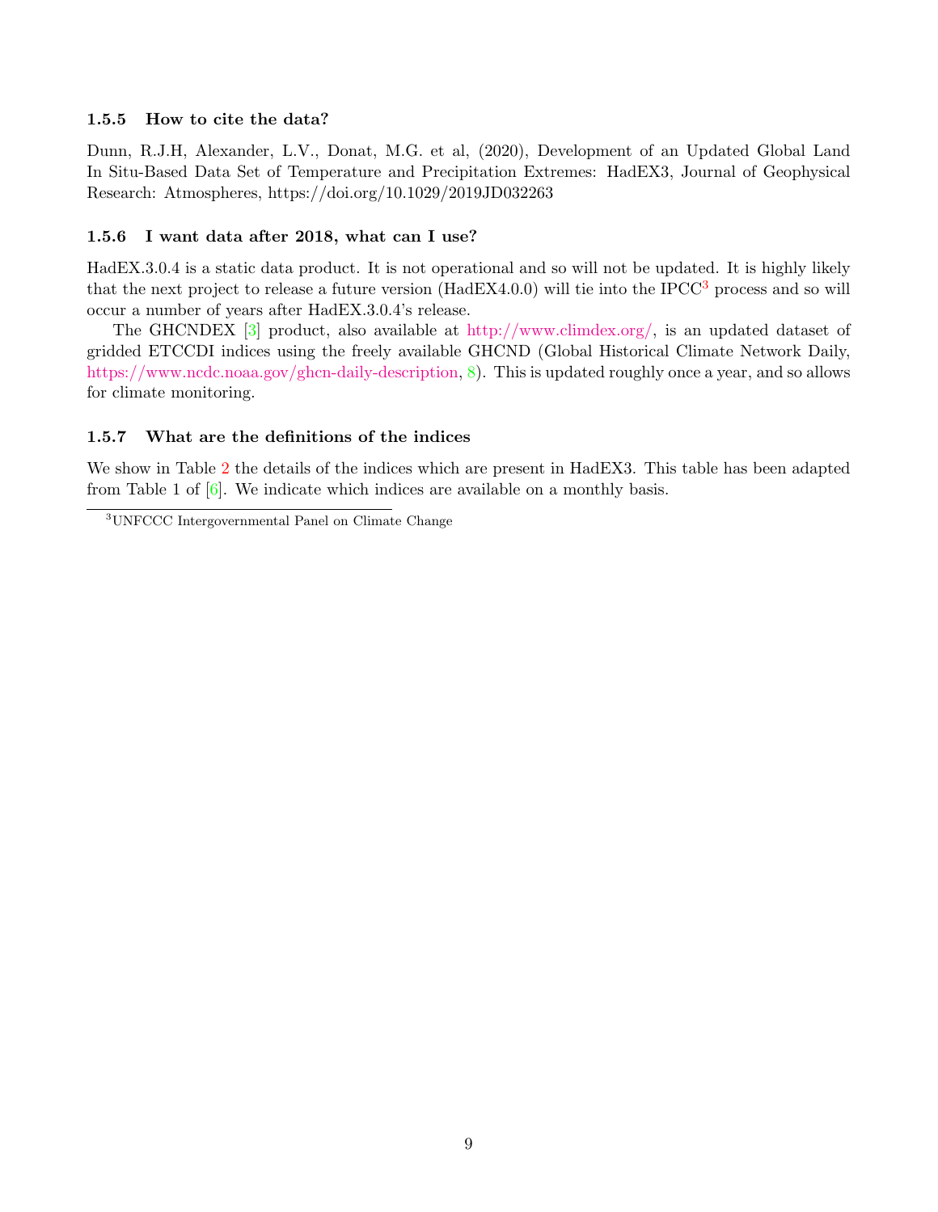### 1.5.5 How to cite the data?

Dunn, R.J.H, Alexander, L.V., Donat, M.G. et al, (2020), Development of an Updated Global Land In Situ-Based Data Set of Temperature and Precipitation Extremes: HadEX3, Journal of Geophysical Research: Atmospheres, https://doi.org/10.1029/2019JD032263

### 1.5.6 I want data after 2018, what can I use?

HadEX.3.0.4 is a static data product. It is not operational and so will not be updated. It is highly likely that the next project to release a future version (HadEX4.0.0) will tie into the IPCC[3] process and so will occur a number of years after HadEX.3.0.4's release.

The GHCNDEX [3] product, also available at http://www.climdex.org/, is an updated dataset of gridded ETCCDI indices using the freely available GHCND (Global Historical Climate Network Daily, https://www.ncdc.noaa.gov/ghcn-daily-description, 8). This is updated roughly once a year, and so allows for climate monitoring.

### 1.5.7 What are the definitions of the indices

We show in Table 2 the details of the indices which are present in HadEX3. This table has been adapted from Table 1 of [6]. We indicate which indices are available on a monthly basis.

[3] UNFCCC Intergovernmental Panel on Climate Change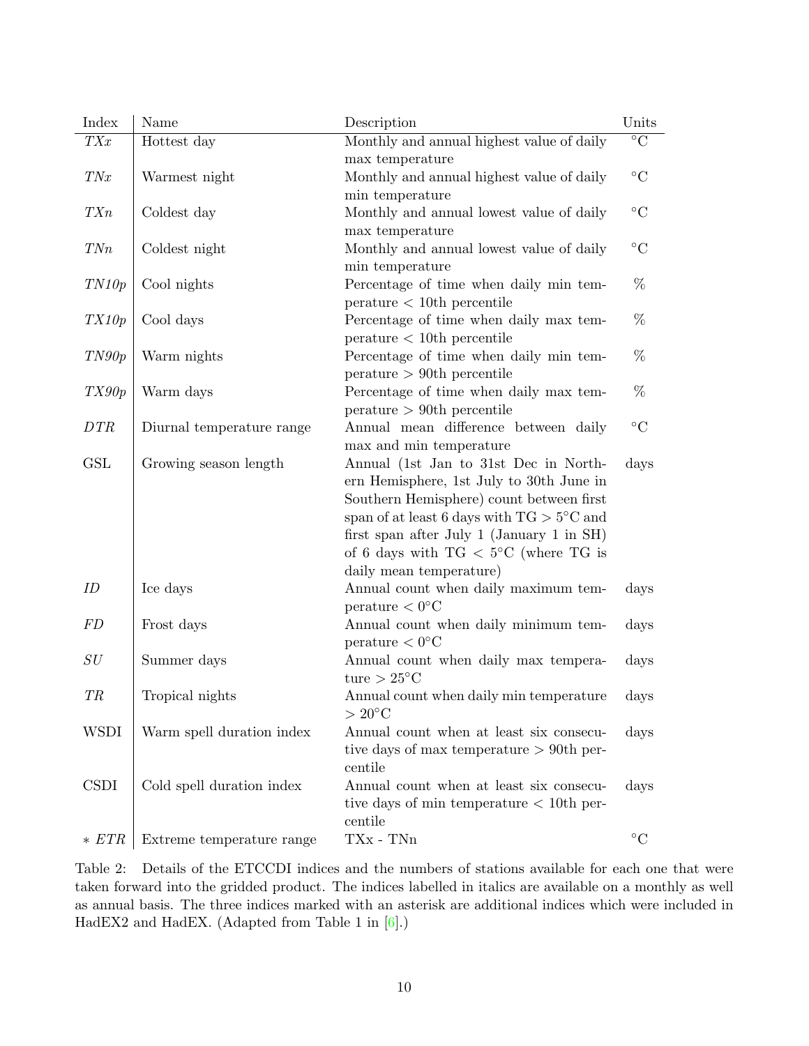| Index | Name | Description | Units |
|---|---|---|---|
| *TXx* | Hottest day | Monthly and annual highest value of daily max temperature | °C |
| *TNx* | Warmest night | Monthly and annual highest value of daily min temperature | °C |
| *TXn* | Coldest day | Monthly and annual lowest value of daily max temperature | °C |
| *TNn* | Coldest night | Monthly and annual lowest value of daily min temperature | °C |
| *TN10p* | Cool nights | Percentage of time when daily min temperature < 10th percentile | % |
| *TX10p* | Cool days | Percentage of time when daily max temperature < 10th percentile | % |
| *TN90p* | Warm nights | Percentage of time when daily min temperature > 90th percentile | % |
| *TX90p* | Warm days | Percentage of time when daily max temperature > 90th percentile | % |
| *DTR* | Diurnal temperature range | Annual mean difference between daily max and min temperature | °C |
| GSL | Growing season length | Annual (1st Jan to 31st Dec in Northern Hemisphere, 1st July to 30th June in Southern Hemisphere) count between first span of at least 6 days with TG > 5°C and first span after July 1 (January 1 in SH) of 6 days with TG < 5°C (where TG is daily mean temperature) | days |
| *ID* | Ice days | Annual count when daily maximum temperature < 0°C | days |
| *FD* | Frost days | Annual count when daily minimum temperature < 0°C | days |
| *SU* | Summer days | Annual count when daily max temperature > 25°C | days |
| *TR* | Tropical nights | Annual count when daily min temperature > 20°C | days |
| WSDI | Warm spell duration index | Annual count when at least six consecutive days of max temperature > 90th percentile | days |
| CSDI | Cold spell duration index | Annual count when at least six consecutive days of min temperature < 10th percentile | days |
| * *ETR* | Extreme temperature range | TXx - TNn | °C |

Table 2: Details of the ETCCDI indices and the numbers of stations available for each one that were taken forward into the gridded product. The indices labelled in italics are available on a monthly as well as annual basis. The three indices marked with an asterisk are additional indices which were included in HadEX2 and HadEX. (Adapted from Table 1 in [6].)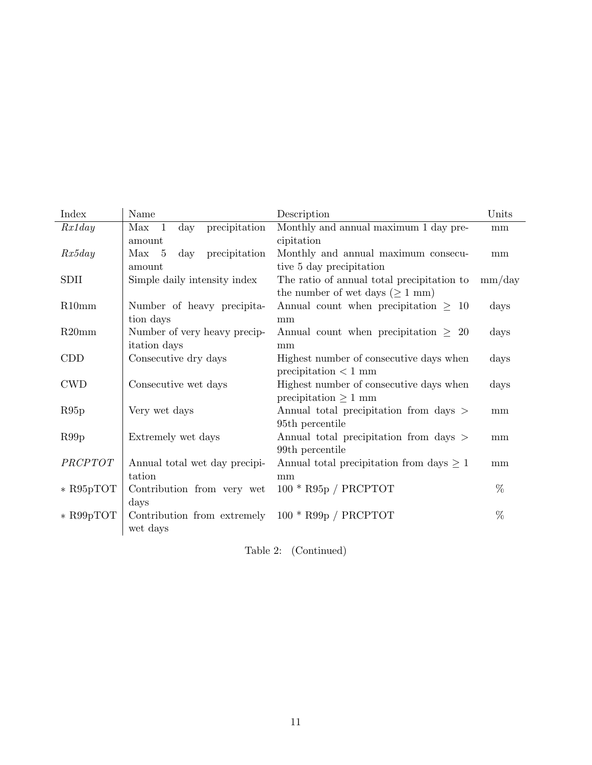| Index | Name | Description | Units |
|---|---|---|---|
| *Rx1day* | Max 1 day precipitation amount | Monthly and annual maximum 1 day precipitation | mm |
| *Rx5day* | Max 5 day precipitation amount | Monthly and annual maximum consecutive 5 day precipitation | mm |
| SDII | Simple daily intensity index | The ratio of annual total precipitation to the number of wet days ($\geq$ 1 mm) | mm/day |
| R10mm | Number of heavy precipitation days | Annual count when precipitation $\geq$ 10 mm | days |
| R20mm | Number of very heavy precipitation days | Annual count when precipitation $\geq$ 20 mm | days |
| CDD | Consecutive dry days | Highest number of consecutive days when precipitation $<$ 1 mm | days |
| CWD | Consecutive wet days | Highest number of consecutive days when precipitation $\geq$ 1 mm | days |
| R95p | Very wet days | Annual total precipitation from days $>$ 95th percentile | mm |
| R99p | Extremely wet days | Annual total precipitation from days $>$ 99th percentile | mm |
| *PRCPTOT* | Annual total wet day precipitation | Annual total precipitation from days $\geq$ 1 mm | mm |
| $*$ R95pTOT | Contribution from very wet days | 100 * R95p / PRCPTOT | % |
| $*$ R99pTOT | Contribution from extremely wet days | 100 * R99p / PRCPTOT | % |

Table 2: (Continued)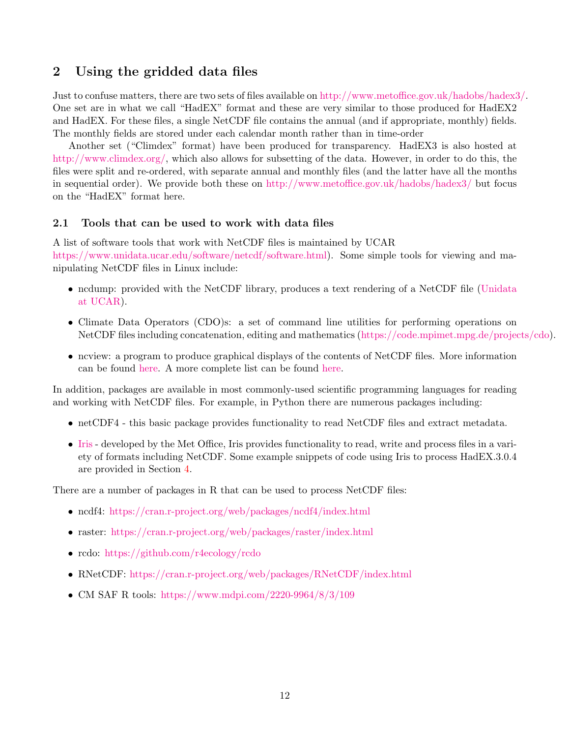## 2 Using the gridded data files

Just to confuse matters, there are two sets of files available on http://www.metoffice.gov.uk/hadobs/hadex3/. One set are in what we call "HadEX" format and these are very similar to those produced for HadEX2 and HadEX. For these files, a single NetCDF file contains the annual (and if appropriate, monthly) fields. The monthly fields are stored under each calendar month rather than in time-order

Another set ("Climdex" format) have been produced for transparency. HadEX3 is also hosted at http://www.climdex.org/, which also allows for subsetting of the data. However, in order to do this, the files were split and re-ordered, with separate annual and monthly files (and the latter have all the months in sequential order). We provide both these on http://www.metoffice.gov.uk/hadobs/hadex3/ but focus on the "HadEX" format here.

### 2.1 Tools that can be used to work with data files

A list of software tools that work with NetCDF files is maintained by UCAR https://www.unidata.ucar.edu/software/netcdf/software.html). Some simple tools for viewing and manipulating NetCDF files in Linux include:

- ncdump: provided with the NetCDF library, produces a text rendering of a NetCDF file (Unidata at UCAR).
- Climate Data Operators (CDO)s: a set of command line utilities for performing operations on NetCDF files including concatenation, editing and mathematics (https://code.mpimet.mpg.de/projects/cdo).
- ncview: a program to produce graphical displays of the contents of NetCDF files. More information can be found here. A more complete list can be found here.

In addition, packages are available in most commonly-used scientific programming languages for reading and working with NetCDF files. For example, in Python there are numerous packages including:

- netCDF4 - this basic package provides functionality to read NetCDF files and extract metadata.
- Iris - developed by the Met Office, Iris provides functionality to read, write and process files in a variety of formats including NetCDF. Some example snippets of code using Iris to process HadEX.3.0.4 are provided in Section 4.

There are a number of packages in R that can be used to process NetCDF files:

- ncdf4: https://cran.r-project.org/web/packages/ncdf4/index.html
- raster: https://cran.r-project.org/web/packages/raster/index.html
- rcdo: https://github.com/r4ecology/rcdo
- RNetCDF: https://cran.r-project.org/web/packages/RNetCDF/index.html
- CM SAF R tools: https://www.mdpi.com/2220-9964/8/3/109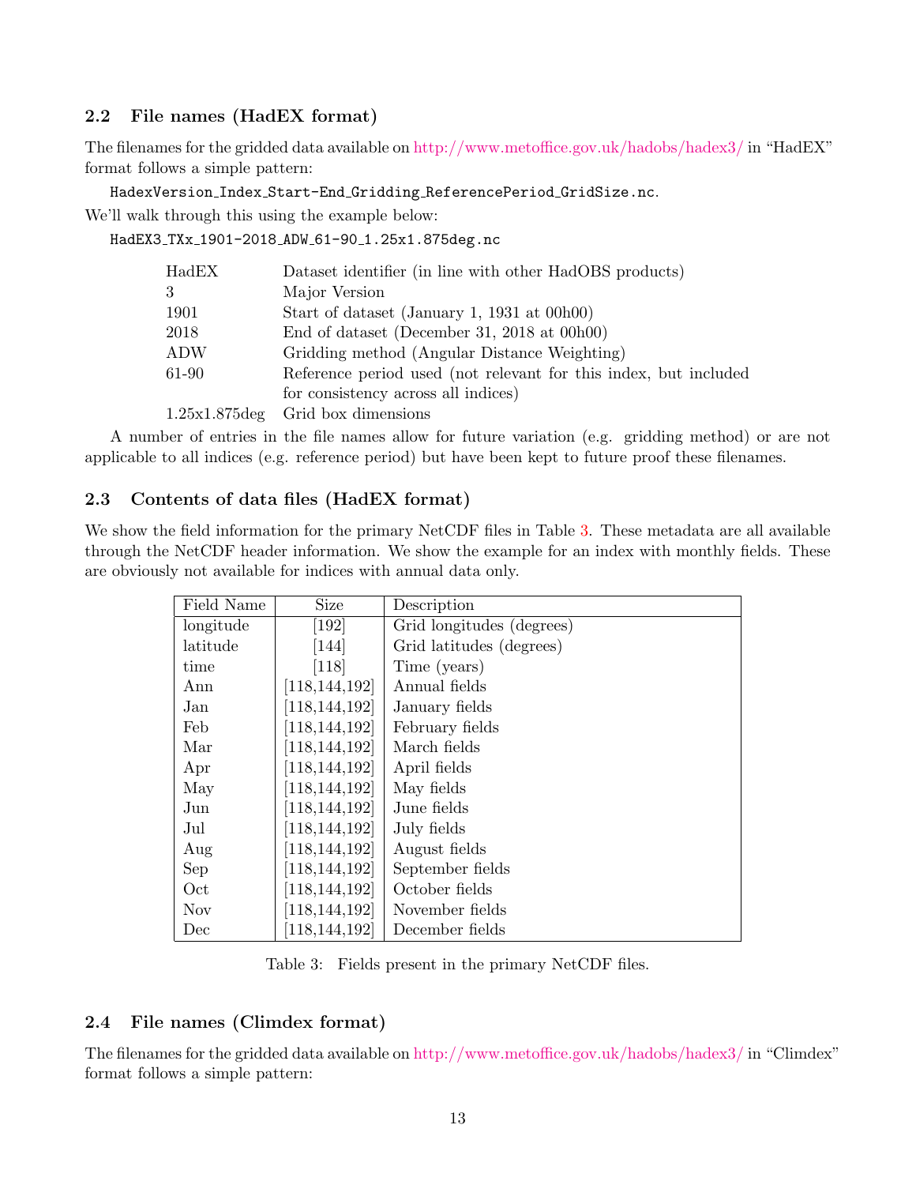### 2.2 File names (HadEX format)

The filenames for the gridded data available on http://www.metoffice.gov.uk/hadobs/hadex3/ in "HadEX" format follows a simple pattern:

`HadexVersion_Index_Start-End_Gridding_ReferencePeriod_GridSize.nc`.

We'll walk through this using the example below:

`HadEX3_TXx_1901-2018_ADW_61-90_1.25x1.875deg.nc`

| | |
|---|---|
| HadEX | Dataset identifier (in line with other HadOBS products) |
| 3 | Major Version |
| 1901 | Start of dataset (January 1, 1931 at 00h00) |
| 2018 | End of dataset (December 31, 2018 at 00h00) |
| ADW | Gridding method (Angular Distance Weighting) |
| 61-90 | Reference period used (not relevant for this index, but included for consistency across all indices) |
| 1.25x1.875deg | Grid box dimensions |

A number of entries in the file names allow for future variation (e.g. gridding method) or are not applicable to all indices (e.g. reference period) but have been kept to future proof these filenames.

### 2.3 Contents of data files (HadEX format)

We show the field information for the primary NetCDF files in Table 3. These metadata are all available through the NetCDF header information. We show the example for an index with monthly fields. These are obviously not available for indices with annual data only.

| Field Name | Size | Description |
|---|---|---|
| longitude | [192] | Grid longitudes (degrees) |
| latitude | [144] | Grid latitudes (degrees) |
| time | [118] | Time (years) |
| Ann | [118,144,192] | Annual fields |
| Jan | [118,144,192] | January fields |
| Feb | [118,144,192] | February fields |
| Mar | [118,144,192] | March fields |
| Apr | [118,144,192] | April fields |
| May | [118,144,192] | May fields |
| Jun | [118,144,192] | June fields |
| Jul | [118,144,192] | July fields |
| Aug | [118,144,192] | August fields |
| Sep | [118,144,192] | September fields |
| Oct | [118,144,192] | October fields |
| Nov | [118,144,192] | November fields |
| Dec | [118,144,192] | December fields |

Table 3: Fields present in the primary NetCDF files.

### 2.4 File names (Climdex format)

The filenames for the gridded data available on http://www.metoffice.gov.uk/hadobs/hadex3/ in "Climdex" format follows a simple pattern: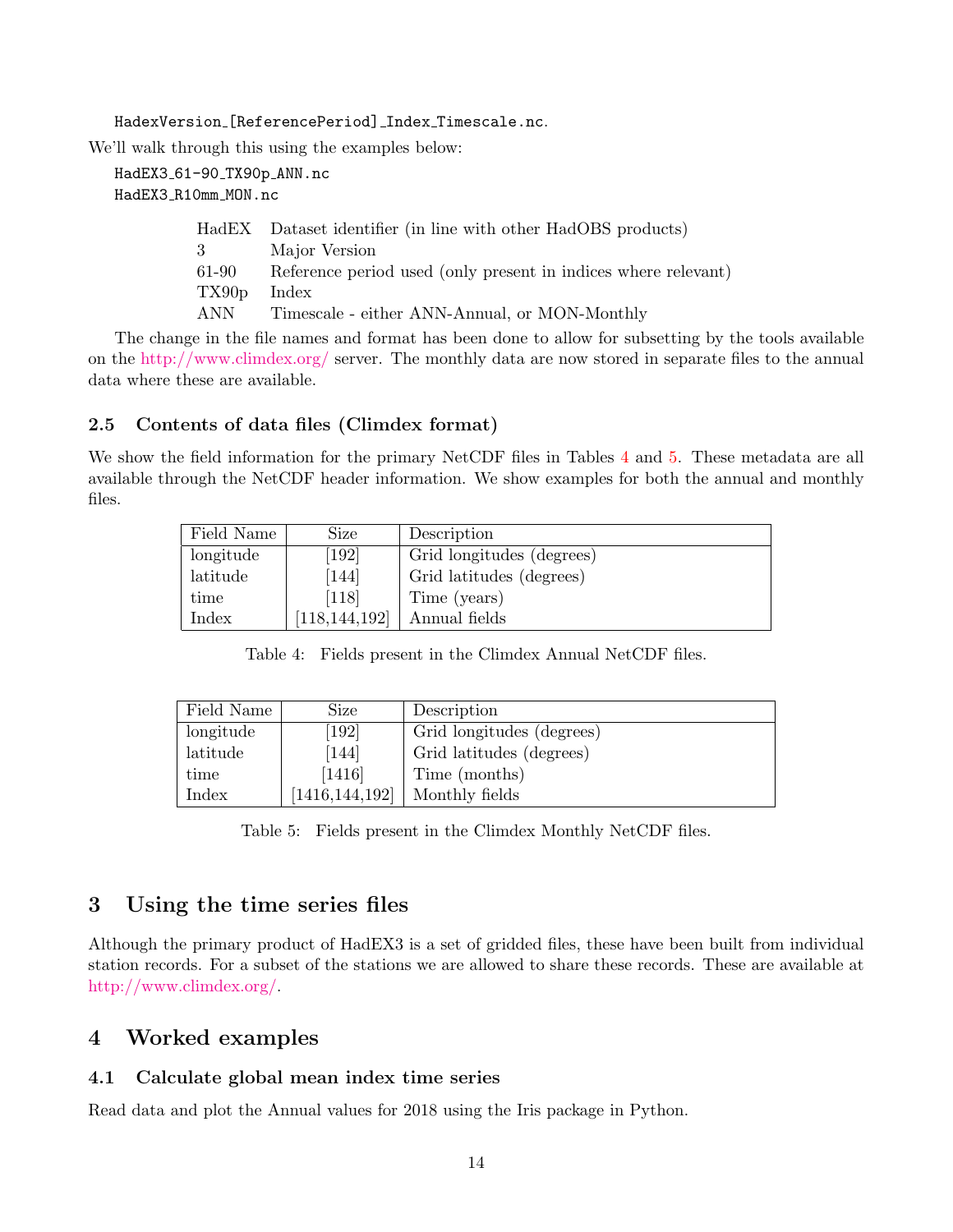HadexVersion_[ReferencePeriod]_Index_Timescale.nc.

We'll walk through this using the examples below:

HadEX3_61-90_TX90p_ANN.nc
HadEX3_R10mm_MON.nc

| | |
|---|---|
| HadEX | Dataset identifier (in line with other HadOBS products) |
| 3 | Major Version |
| 61-90 | Reference period used (only present in indices where relevant) |
| TX90p | Index |
| ANN | Timescale - either ANN-Annual, or MON-Monthly |

The change in the file names and format has been done to allow for subsetting by the tools available on the http://www.climdex.org/ server. The monthly data are now stored in separate files to the annual data where these are available.

### 2.5 Contents of data files (Climdex format)

We show the field information for the primary NetCDF files in Tables 4 and 5. These metadata are all available through the NetCDF header information. We show examples for both the annual and monthly files.

| Field Name | Size | Description |
|---|---|---|
| longitude | [192] | Grid longitudes (degrees) |
| latitude | [144] | Grid latitudes (degrees) |
| time | [118] | Time (years) |
| Index | [118,144,192] | Annual fields |

Table 4: Fields present in the Climdex Annual NetCDF files.

| Field Name | Size | Description |
|---|---|---|
| longitude | [192] | Grid longitudes (degrees) |
| latitude | [144] | Grid latitudes (degrees) |
| time | [1416] | Time (months) |
| Index | [1416,144,192] | Monthly fields |

Table 5: Fields present in the Climdex Monthly NetCDF files.

## 3 Using the time series files

Although the primary product of HadEX3 is a set of gridded files, these have been built from individual station records. For a subset of the stations we are allowed to share these records. These are available at http://www.climdex.org/.

## 4 Worked examples

### 4.1 Calculate global mean index time series

Read data and plot the Annual values for 2018 using the Iris package in Python.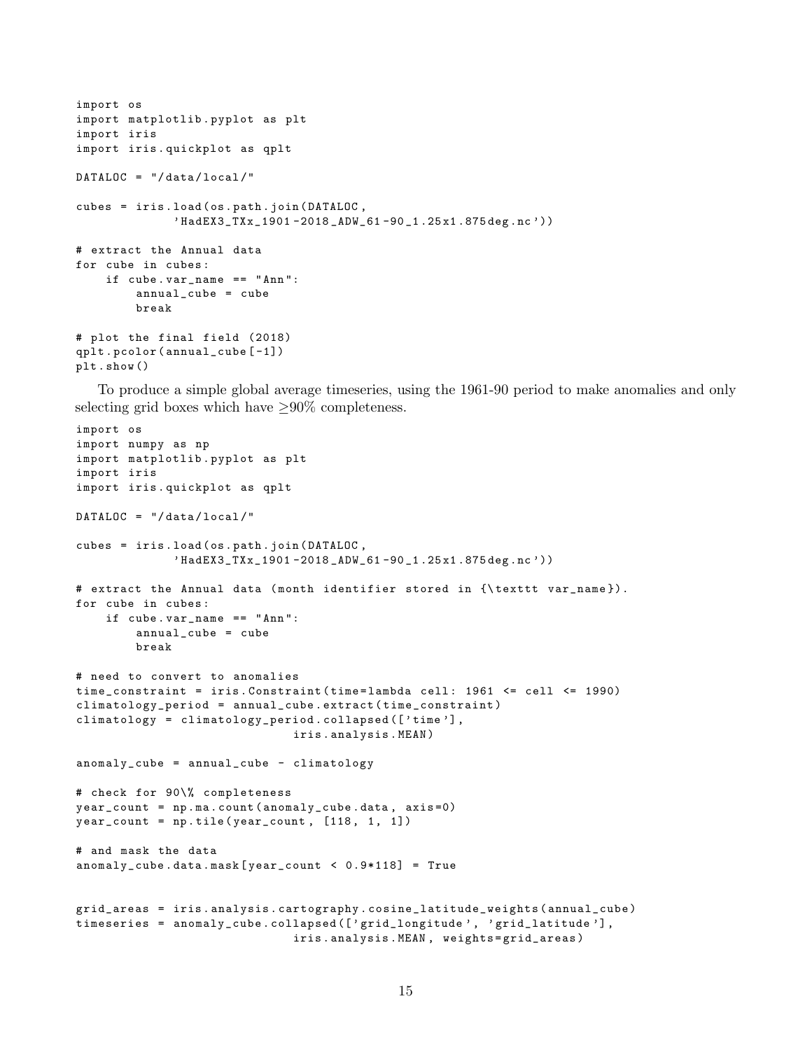```
import os
import matplotlib.pyplot as plt
import iris
import iris.quickplot as qplt

DATALOC = "/data/local/"

cubes = iris.load(os.path.join(DATALOC,
             'HadEX3_TXx_1901-2018_ADW_61-90_1.25x1.875deg.nc'))

# extract the Annual data
for cube in cubes:
    if cube.var_name == "Ann":
        annual_cube = cube
        break

# plot the final field (2018)
qplt.pcolor(annual_cube[-1])
plt.show()
```

To produce a simple global average timeseries, using the 1961-90 period to make anomalies and only selecting grid boxes which have ≥90% completeness.

```
import os
import numpy as np
import matplotlib.pyplot as plt
import iris
import iris.quickplot as qplt

DATALOC = "/data/local/"

cubes = iris.load(os.path.join(DATALOC,
             'HadEX3_TXx_1901-2018_ADW_61-90_1.25x1.875deg.nc'))

# extract the Annual data (month identifier stored in {\texttt var_name}).
for cube in cubes:
    if cube.var_name == "Ann":
        annual_cube = cube
        break

# need to convert to anomalies
time_constraint = iris.Constraint(time=lambda cell: 1961 <= cell <= 1990)
climatology_period = annual_cube.extract(time_constraint)
climatology = climatology_period.collapsed(['time'],
                             iris.analysis.MEAN)

anomaly_cube = annual_cube - climatology

# check for 90\% completeness
year_count = np.ma.count(anomaly_cube.data, axis=0)
year_count = np.tile(year_count, [118, 1, 1])

# and mask the data
anomaly_cube.data.mask[year_count < 0.9*118] = True


grid_areas = iris.analysis.cartography.cosine_latitude_weights(annual_cube)
timeseries = anomaly_cube.collapsed(['grid_longitude', 'grid_latitude'],
                             iris.analysis.MEAN, weights=grid_areas)
```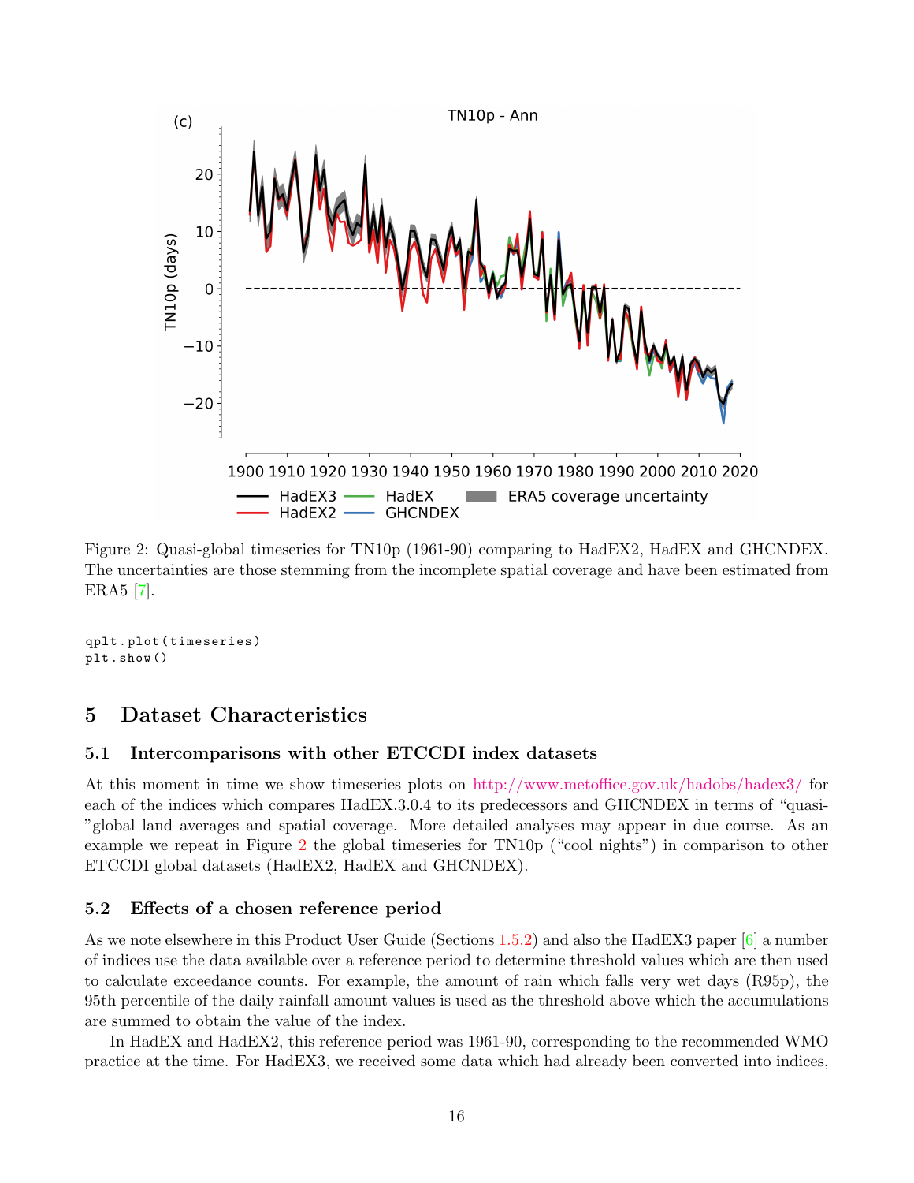Figure 2: Quasi-global timeseries for TN10p (1961-90) comparing to HadEX2, HadEX and GHCNDEX. The uncertainties are those stemming from the incomplete spatial coverage and have been estimated from ERA5 [7].

```
qplt.plot(timeseries)
plt.show()
```

# 5 Dataset Characteristics

## 5.1 Intercomparisons with other ETCCDI index datasets

At this moment in time we show timeseries plots on http://www.metoffice.gov.uk/hadobs/hadex3/ for each of the indices which compares HadEX.3.0.4 to its predecessors and GHCNDEX in terms of "quasi-"global land averages and spatial coverage. More detailed analyses may appear in due course. As an example we repeat in Figure 2 the global timeseries for TN10p ("cool nights") in comparison to other ETCCDI global datasets (HadEX2, HadEX and GHCNDEX).

## 5.2 Effects of a chosen reference period

As we note elsewhere in this Product User Guide (Sections 1.5.2) and also the HadEX3 paper [6] a number of indices use the data available over a reference period to determine threshold values which are then used to calculate exceedance counts. For example, the amount of rain which falls very wet days (R95p), the 95th percentile of the daily rainfall amount values is used as the threshold above which the accumulations are summed to obtain the value of the index.

In HadEX and HadEX2, this reference period was 1961-90, corresponding to the recommended WMO practice at the time. For HadEX3, we received some data which had already been converted into indices,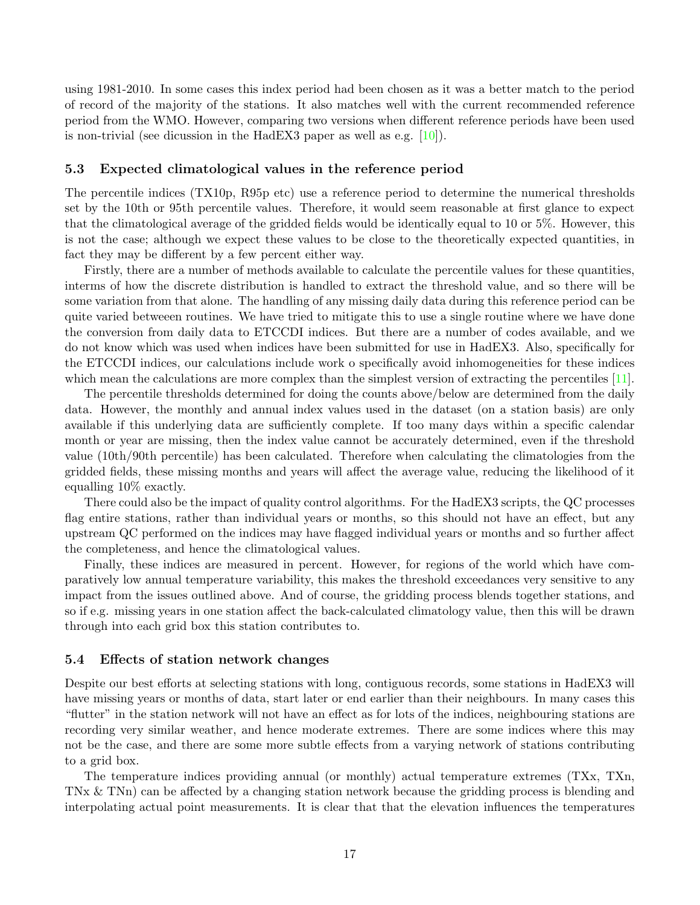using 1981-2010. In some cases this index period had been chosen as it was a better match to the period of record of the majority of the stations. It also matches well with the current recommended reference period from the WMO. However, comparing two versions when different reference periods have been used is non-trivial (see dicussion in the HadEX3 paper as well as e.g. [10]).

### 5.3 Expected climatological values in the reference period

The percentile indices (TX10p, R95p etc) use a reference period to determine the numerical thresholds set by the 10th or 95th percentile values. Therefore, it would seem reasonable at first glance to expect that the climatological average of the gridded fields would be identically equal to 10 or 5%. However, this is not the case; although we expect these values to be close to the theoretically expected quantities, in fact they may be different by a few percent either way.

Firstly, there are a number of methods available to calculate the percentile values for these quantities, interms of how the discrete distribution is handled to extract the threshold value, and so there will be some variation from that alone. The handling of any missing daily data during this reference period can be quite varied betweeen routines. We have tried to mitigate this to use a single routine where we have done the conversion from daily data to ETCCDI indices. But there are a number of codes available, and we do not know which was used when indices have been submitted for use in HadEX3. Also, specifically for the ETCCDI indices, our calculations include work o specifically avoid inhomogeneities for these indices which mean the calculations are more complex than the simplest version of extracting the percentiles [11].

The percentile thresholds determined for doing the counts above/below are determined from the daily data. However, the monthly and annual index values used in the dataset (on a station basis) are only available if this underlying data are sufficiently complete. If too many days within a specific calendar month or year are missing, then the index value cannot be accurately determined, even if the threshold value (10th/90th percentile) has been calculated. Therefore when calculating the climatologies from the gridded fields, these missing months and years will affect the average value, reducing the likelihood of it equalling 10% exactly.

There could also be the impact of quality control algorithms. For the HadEX3 scripts, the QC processes flag entire stations, rather than individual years or months, so this should not have an effect, but any upstream QC performed on the indices may have flagged individual years or months and so further affect the completeness, and hence the climatological values.

Finally, these indices are measured in percent. However, for regions of the world which have comparatively low annual temperature variability, this makes the threshold exceedances very sensitive to any impact from the issues outlined above. And of course, the gridding process blends together stations, and so if e.g. missing years in one station affect the back-calculated climatology value, then this will be drawn through into each grid box this station contributes to.

### 5.4 Effects of station network changes

Despite our best efforts at selecting stations with long, contiguous records, some stations in HadEX3 will have missing years or months of data, start later or end earlier than their neighbours. In many cases this "flutter" in the station network will not have an effect as for lots of the indices, neighbouring stations are recording very similar weather, and hence moderate extremes. There are some indices where this may not be the case, and there are some more subtle effects from a varying network of stations contributing to a grid box.

The temperature indices providing annual (or monthly) actual temperature extremes (TXx, TXn, TNx & TNn) can be affected by a changing station network because the gridding process is blending and interpolating actual point measurements. It is clear that that the elevation influences the temperatures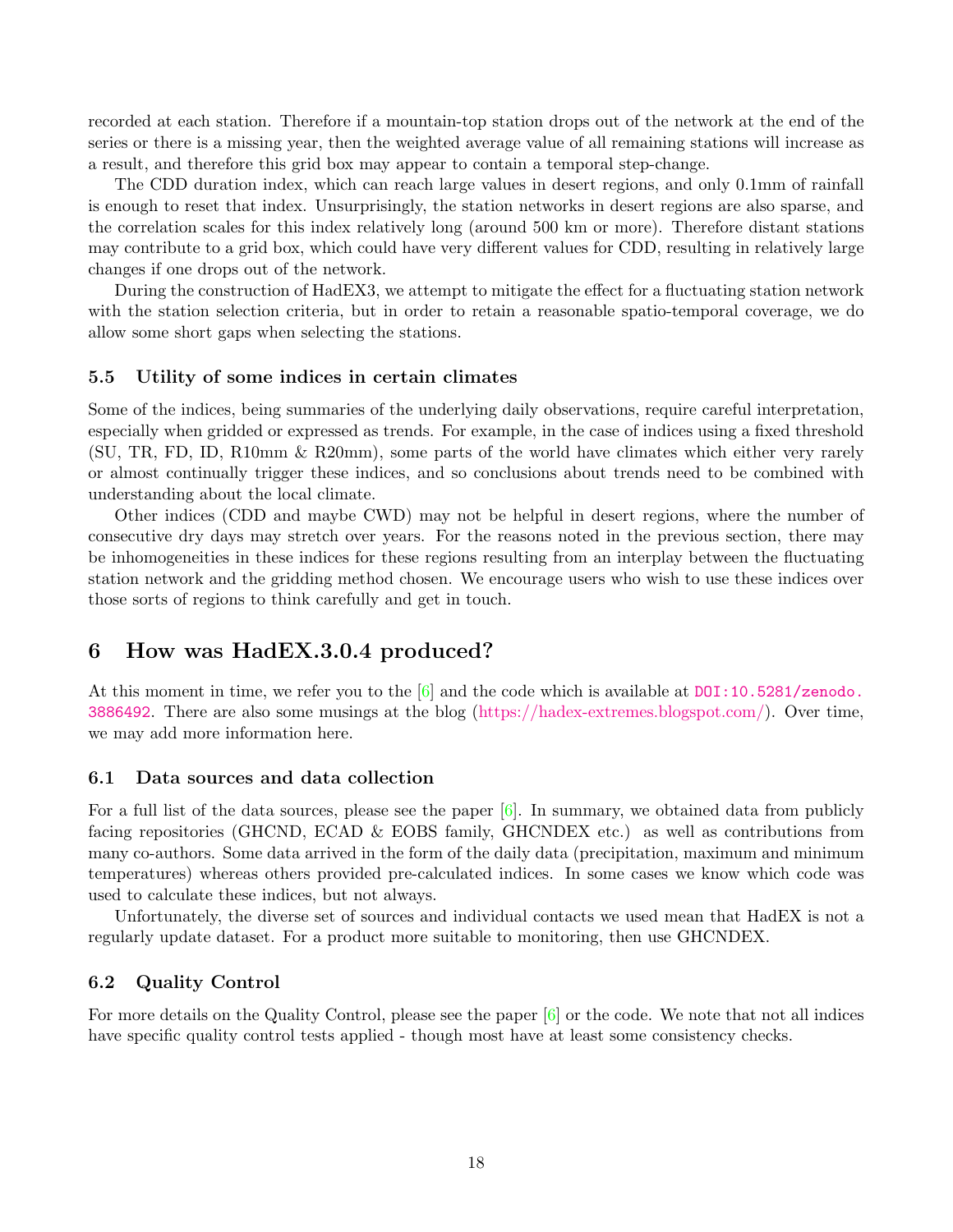recorded at each station. Therefore if a mountain-top station drops out of the network at the end of the series or there is a missing year, then the weighted average value of all remaining stations will increase as a result, and therefore this grid box may appear to contain a temporal step-change.

The CDD duration index, which can reach large values in desert regions, and only 0.1mm of rainfall is enough to reset that index. Unsurprisingly, the station networks in desert regions are also sparse, and the correlation scales for this index relatively long (around 500 km or more). Therefore distant stations may contribute to a grid box, which could have very different values for CDD, resulting in relatively large changes if one drops out of the network.

During the construction of HadEX3, we attempt to mitigate the effect for a fluctuating station network with the station selection criteria, but in order to retain a reasonable spatio-temporal coverage, we do allow some short gaps when selecting the stations.

### 5.5 Utility of some indices in certain climates

Some of the indices, being summaries of the underlying daily observations, require careful interpretation, especially when gridded or expressed as trends. For example, in the case of indices using a fixed threshold (SU, TR, FD, ID, R10mm & R20mm), some parts of the world have climates which either very rarely or almost continually trigger these indices, and so conclusions about trends need to be combined with understanding about the local climate.

Other indices (CDD and maybe CWD) may not be helpful in desert regions, where the number of consecutive dry days may stretch over years. For the reasons noted in the previous section, there may be inhomogeneities in these indices for these regions resulting from an interplay between the fluctuating station network and the gridding method chosen. We encourage users who wish to use these indices over those sorts of regions to think carefully and get in touch.

## 6 How was HadEX.3.0.4 produced?

At this moment in time, we refer you to the [6] and the code which is available at `DOI:10.5281/zenodo.3886492`. There are also some musings at the blog (https://hadex-extremes.blogspot.com/). Over time, we may add more information here.

### 6.1 Data sources and data collection

For a full list of the data sources, please see the paper [6]. In summary, we obtained data from publicly facing repositories (GHCND, ECAD & EOBS family, GHCNDEX etc.) as well as contributions from many co-authors. Some data arrived in the form of the daily data (precipitation, maximum and minimum temperatures) whereas others provided pre-calculated indices. In some cases we know which code was used to calculate these indices, but not always.

Unfortunately, the diverse set of sources and individual contacts we used mean that HadEX is not a regularly update dataset. For a product more suitable to monitoring, then use GHCNDEX.

### 6.2 Quality Control

For more details on the Quality Control, please see the paper [6] or the code. We note that not all indices have specific quality control tests applied - though most have at least some consistency checks.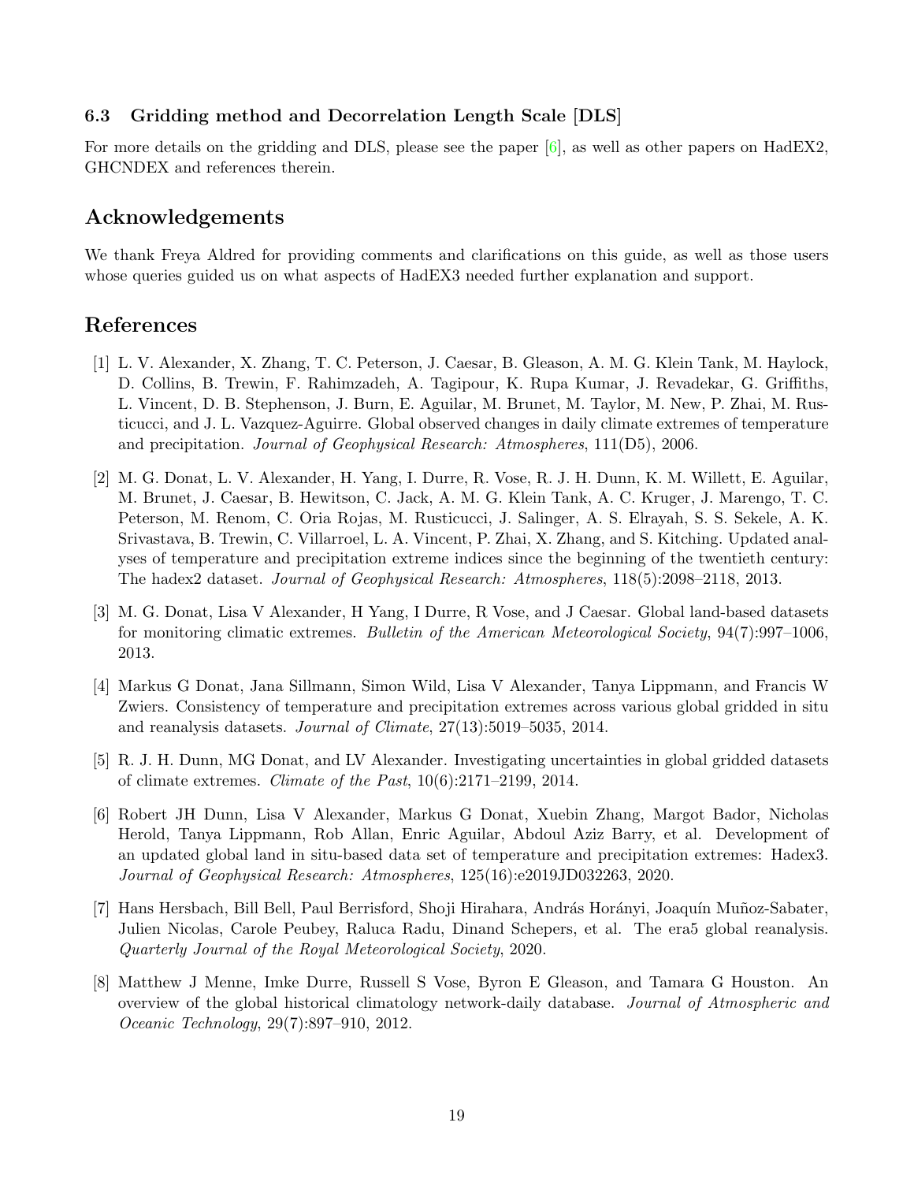### 6.3 Gridding method and Decorrelation Length Scale [DLS]

For more details on the gridding and DLS, please see the paper [6], as well as other papers on HadEX2, GHCNDEX and references therein.

## Acknowledgements

We thank Freya Aldred for providing comments and clarifications on this guide, as well as those users whose queries guided us on what aspects of HadEX3 needed further explanation and support.

## References

[1] L. V. Alexander, X. Zhang, T. C. Peterson, J. Caesar, B. Gleason, A. M. G. Klein Tank, M. Haylock, D. Collins, B. Trewin, F. Rahimzadeh, A. Tagipour, K. Rupa Kumar, J. Revadekar, G. Griffiths, L. Vincent, D. B. Stephenson, J. Burn, E. Aguilar, M. Brunet, M. Taylor, M. New, P. Zhai, M. Rusticucci, and J. L. Vazquez-Aguirre. Global observed changes in daily climate extremes of temperature and precipitation. *Journal of Geophysical Research: Atmospheres*, 111(D5), 2006.

[2] M. G. Donat, L. V. Alexander, H. Yang, I. Durre, R. Vose, R. J. H. Dunn, K. M. Willett, E. Aguilar, M. Brunet, J. Caesar, B. Hewitson, C. Jack, A. M. G. Klein Tank, A. C. Kruger, J. Marengo, T. C. Peterson, M. Renom, C. Oria Rojas, M. Rusticucci, J. Salinger, A. S. Elrayah, S. S. Sekele, A. K. Srivastava, B. Trewin, C. Villarroel, L. A. Vincent, P. Zhai, X. Zhang, and S. Kitching. Updated analyses of temperature and precipitation extreme indices since the beginning of the twentieth century: The hadex2 dataset. *Journal of Geophysical Research: Atmospheres*, 118(5):2098–2118, 2013.

[3] M. G. Donat, Lisa V Alexander, H Yang, I Durre, R Vose, and J Caesar. Global land-based datasets for monitoring climatic extremes. *Bulletin of the American Meteorological Society*, 94(7):997–1006, 2013.

[4] Markus G Donat, Jana Sillmann, Simon Wild, Lisa V Alexander, Tanya Lippmann, and Francis W Zwiers. Consistency of temperature and precipitation extremes across various global gridded in situ and reanalysis datasets. *Journal of Climate*, 27(13):5019–5035, 2014.

[5] R. J. H. Dunn, MG Donat, and LV Alexander. Investigating uncertainties in global gridded datasets of climate extremes. *Climate of the Past*, 10(6):2171–2199, 2014.

[6] Robert JH Dunn, Lisa V Alexander, Markus G Donat, Xuebin Zhang, Margot Bador, Nicholas Herold, Tanya Lippmann, Rob Allan, Enric Aguilar, Abdoul Aziz Barry, et al. Development of an updated global land in situ-based data set of temperature and precipitation extremes: Hadex3. *Journal of Geophysical Research: Atmospheres*, 125(16):e2019JD032263, 2020.

[7] Hans Hersbach, Bill Bell, Paul Berrisford, Shoji Hirahara, András Horányi, Joaquín Muñoz-Sabater, Julien Nicolas, Carole Peubey, Raluca Radu, Dinand Schepers, et al. The era5 global reanalysis. *Quarterly Journal of the Royal Meteorological Society*, 2020.

[8] Matthew J Menne, Imke Durre, Russell S Vose, Byron E Gleason, and Tamara G Houston. An overview of the global historical climatology network-daily database. *Journal of Atmospheric and Oceanic Technology*, 29(7):897–910, 2012.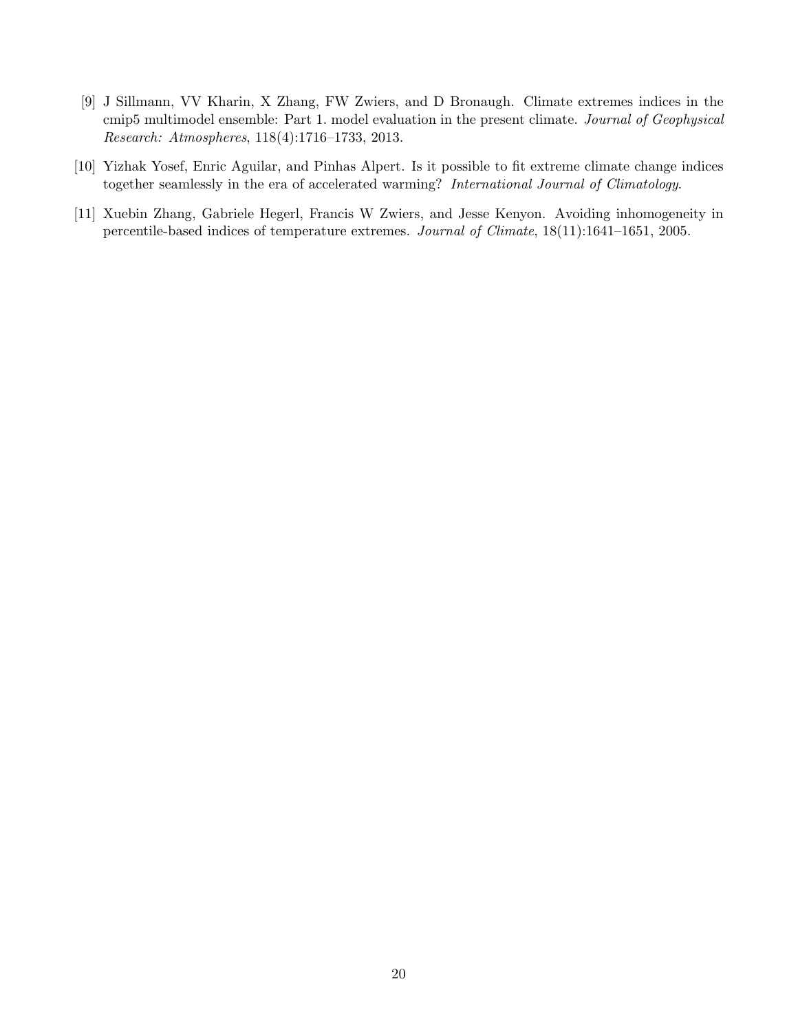[9] J Sillmann, VV Kharin, X Zhang, FW Zwiers, and D Bronaugh. Climate extremes indices in the cmip5 multimodel ensemble: Part 1. model evaluation in the present climate. *Journal of Geophysical Research: Atmospheres*, 118(4):1716–1733, 2013.

[10] Yizhak Yosef, Enric Aguilar, and Pinhas Alpert. Is it possible to fit extreme climate change indices together seamlessly in the era of accelerated warming? *International Journal of Climatology*.

[11] Xuebin Zhang, Gabriele Hegerl, Francis W Zwiers, and Jesse Kenyon. Avoiding inhomogeneity in percentile-based indices of temperature extremes. *Journal of Climate*, 18(11):1641–1651, 2005.